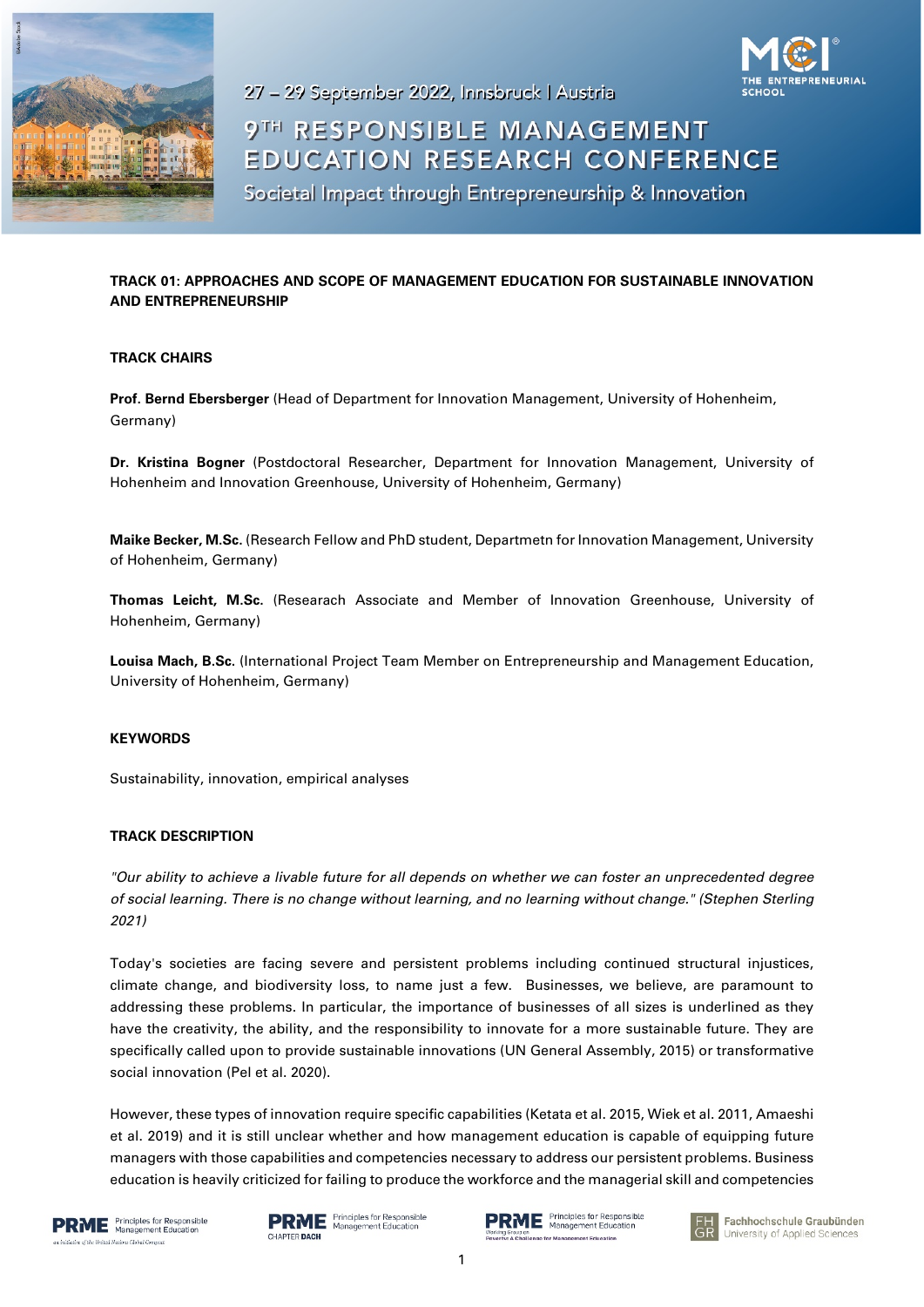27 – 29 September 2022, Innsbruck | Austria

# 9TH RESPONSIBLE MANAGEMENT EDUCATION RESEARCH CONFERENCE

Societal Impact through Entrepreneurship & Innovation

## TRACK 01: APPROACHES AND SCOPE OF MANAGEMENT EDUCATION FOR SUSTAINABLE INNOVATION AND ENTREPRENEURSHIP

### TRACK CHAIRS

**Prof. Bernd Ebersberger** (Head of Department for Innovation Management, University of Hohenheim, Germany)

**Dr. Kristina Bogner** (Postdoctoral Researcher, Department for Innovation Management, University of Hohenheim and Innovation Greenhouse, University of Hohenheim, Germany)

**Maike Becker, M.Sc.** (Research Fellow and PhD student, Departmetn for Innovation Management, University of Hohenheim, Germany)

**Thomas Leicht, M.Sc.** (Researach Associate and Member of Innovation Greenhouse, University of Hohenheim, Germany)

**Louisa Mach, B.Sc.** (International Project Team Member on Entrepreneurship and Management Education, University of Hohenheim, Germany)

### KEYWORDS

Sustainability, innovation, empirical analyses

### TRACK DESCRIPTION

*"Our ability to achieve a livable future for all depends on whether we can foster an unprecedented degree of social learning. There is no change without learning, and no learning without change." (Stephen Sterling 2021)*

Today's societies are facing severe and persistent problems including continued structural injustices, climate change, and biodiversity loss, to name just a few. Businesses, we believe, are paramount to addressing these problems. In particular, the importance of businesses of all sizes is underlined as they have the creativity, the ability, and the responsibility to innovate for a more sustainable future. They are specifically called upon to provide sustainable innovations (UN General Assembly, 2015) or transformative social innovation (Pel et al. 2020).

However, these types of innovation require specific capabilities (Ketata et al. 2015, Wiek et al. 2011, Amaeshi et al. 2019) and it is still unclear whether and how management education is capable of equipping future managers with those capabilities and competencies necessary to address our persistent problems. Business education is heavily criticized for failing to produce the workforce and the managerial skill and competencies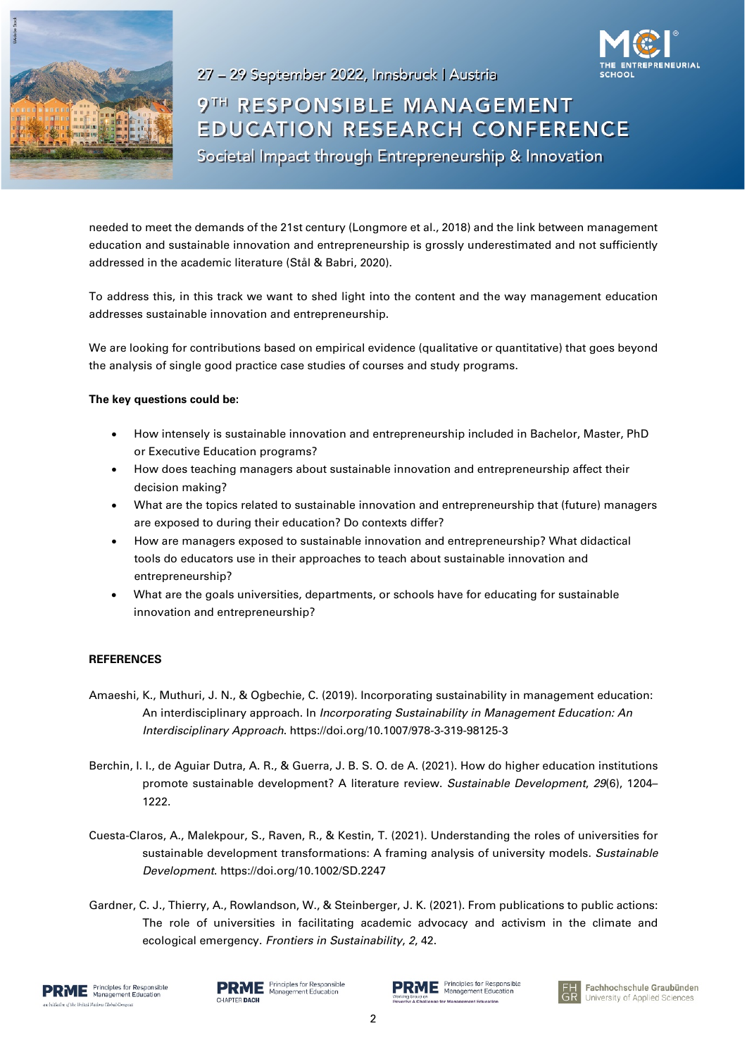needed to meet the demands of the 21st century (Longmore et al., 2018) and the link between management education and sustainable innovation and entrepreneurship is grossly underestimated and not sufficiently addressed in the academic literature (Stål & Babri, 2020).

To address this, in this track we want to shed light into the content and the way management education addresses sustainable innovation and entrepreneurship.

We are looking for contributions based on empirical evidence (qualitative or quantitative) that goes beyond the analysis of single good practice case studies of courses and study programs.

**The key questions could be:**

- How intensely is sustainable innovation and entrepreneurship included in Bachelor, Master, PhD or Executive Education programs?
- How does teaching managers about sustainable innovation and entrepreneurship affect their decision making?
- What are the topics related to sustainable innovation and entrepreneurship that (future) managers are exposed to during their education? Do contexts differ?
- How are managers exposed to sustainable innovation and entrepreneurship? What didactical tools do educators use in their approaches to teach about sustainable innovation and entrepreneurship?
- What are the goals universities, departments, or schools have for educating for sustainable innovation and entrepreneurship?

**REFERENCES**

Amaeshi, K., Muthuri, J. N., & Ogbechie, C. (2019). Incorporating sustainability in management education: An interdisciplinary approach. In *Incorporating Sustainability in Management Education: An Interdisciplinary Approach*. https://doi.org/10.1007/978-3-319-98125-3

Berchin, I. I., de Aguiar Dutra, A. R., & Guerra, J. B. S. O. de A. (2021). How do higher education institutions promote sustainable development? A literature review. *Sustainable Development*, *29*(6), 1204–1222.

Cuesta-Claros, A., Malekpour, S., Raven, R., & Kestin, T. (2021). Understanding the roles of universities for sustainable development transformations: A framing analysis of university models. *Sustainable Development*. https://doi.org/10.1002/SD.2247

Gardner, C. J., Thierry, A., Rowlandson, W., & Steinberger, J. K. (2021). From publications to public actions: The role of universities in facilitating academic advocacy and activism in the climate and ecological emergency. *Frontiers in Sustainability*, *2*, 42.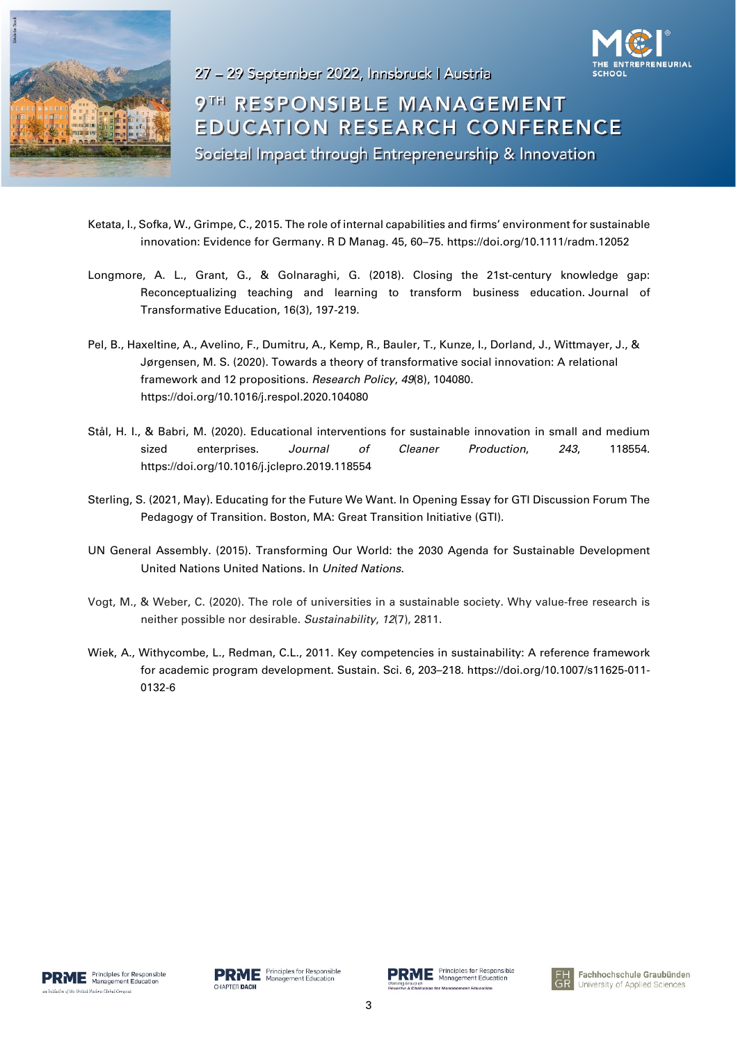Ketata, I., Sofka, W., Grimpe, C., 2015. The role of internal capabilities and firms' environment for sustainable innovation: Evidence for Germany. R D Manag. 45, 60–75. https://doi.org/10.1111/radm.12052

Longmore, A. L., Grant, G., & Golnaraghi, G. (2018). Closing the 21st-century knowledge gap: Reconceptualizing teaching and learning to transform business education. Journal of Transformative Education, 16(3), 197-219.

Pel, B., Haxeltine, A., Avelino, F., Dumitru, A., Kemp, R., Bauler, T., Kunze, I., Dorland, J., Wittmayer, J., & Jørgensen, M. S. (2020). Towards a theory of transformative social innovation: A relational framework and 12 propositions. *Research Policy*, *49*(8), 104080. https://doi.org/10.1016/j.respol.2020.104080

Stål, H. I., & Babri, M. (2020). Educational interventions for sustainable innovation in small and medium sized enterprises. *Journal of Cleaner Production*, *243*, 118554. https://doi.org/10.1016/j.jclepro.2019.118554

Sterling, S. (2021, May). Educating for the Future We Want. In Opening Essay for GTI Discussion Forum The Pedagogy of Transition. Boston, MA: Great Transition Initiative (GTI).

UN General Assembly. (2015). Transforming Our World: the 2030 Agenda for Sustainable Development United Nations United Nations. In *United Nations*.

Vogt, M., & Weber, C. (2020). The role of universities in a sustainable society. Why value-free research is neither possible nor desirable. *Sustainability*, *12*(7), 2811.

Wiek, A., Withycombe, L., Redman, C.L., 2011. Key competencies in sustainability: A reference framework for academic program development. Sustain. Sci. 6, 203–218. https://doi.org/10.1007/s11625-011-0132-6